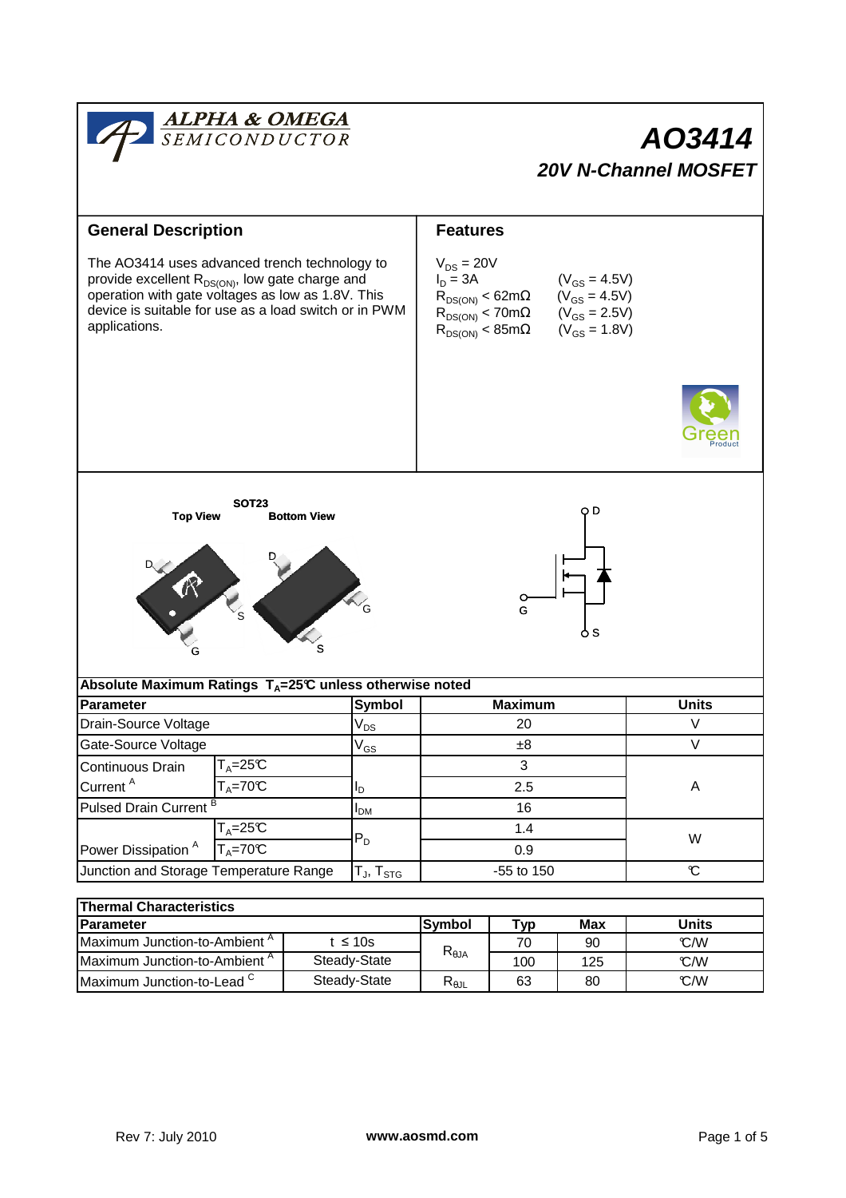# ALPHA & OMEGA SEMICONDUCTOR

# AO3414

## *20V N-Channel MOSFET*

## General Description

The AO3414 uses advanced trench technology to provide excellent $R_{DS(ON)}$, low gate charge and operation with gate voltages as low as 1.8V. This device is suitable for use as a load switch or in PWM applications.

## Features

$V_{DS}$ = 20V
$I_D$ = 3A ($V_{GS}$ = 4.5V)
$R_{DS(ON)}$ < 62mΩ ($V_{GS}$ = 4.5V)
$R_{DS(ON)}$ < 70mΩ ($V_{GS}$ = 2.5V)
$R_{DS(ON)}$ < 85mΩ ($V_{GS}$ = 1.8V)

Green Product

SOT23
Top View    Bottom View

D, G, S

**Absolute Maximum Ratings $T_A$=25°C unless otherwise noted**

| Parameter | | Symbol | Maximum | Units |
|---|---|---|---|---|
| Drain-Source Voltage | | $V_{DS}$ | 20 | V |
| Gate-Source Voltage | | $V_{GS}$ | ±8 | V |
| Continuous Drain Current [A] | $T_A$=25°C | $I_D$ | 3 | A |
| | $T_A$=70°C | | 2.5 | |
| Pulsed Drain Current [B] | | $I_{DM}$ | 16 | |
| Power Dissipation [A] | $T_A$=25°C | $P_D$ | 1.4 | W |
| | $T_A$=70°C | | 0.9 | |
| Junction and Storage Temperature Range | | $T_J$, $T_{STG}$ | -55 to 150 | °C |

**Thermal Characteristics**

| Parameter | | Symbol | Typ | Max | Units |
|---|---|---|---|---|---|
| Maximum Junction-to-Ambient [A] | t ≤ 10s | $R_{\theta JA}$ | 70 | 90 | °C/W |
| Maximum Junction-to-Ambient [A] | Steady-State | | 100 | 125 | °C/W |
| Maximum Junction-to-Lead [C] | Steady-State | $R_{\theta JL}$ | 63 | 80 | °C/W |

Rev 7: July 2010    www.aosmd.com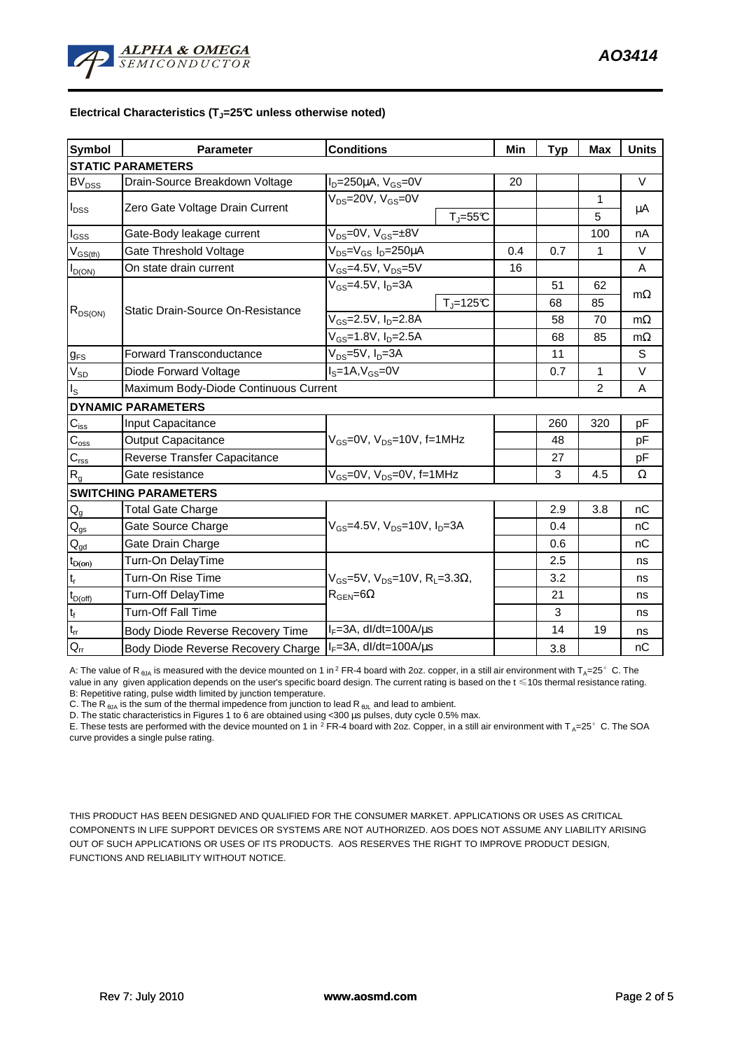**Electrical Characteristics ($T_J$=25°C unless otherwise noted)**

| Symbol | Parameter | Conditions | Min | Typ | Max | Units |
|---|---|---|---|---|---|---|
| **STATIC PARAMETERS** | | | | | | |
| $BV_{DSS}$ | Drain-Source Breakdown Voltage | $I_D$=250µA, $V_{GS}$=0V | 20 | | | V |
| $I_{DSS}$ | Zero Gate Voltage Drain Current | $V_{DS}$=20V, $V_{GS}$=0V | | | 1 | µA |
| | | $T_J$=55°C | | | 5 | |
| $I_{GSS}$ | Gate-Body leakage current | $V_{DS}$=0V, $V_{GS}$=±8V | | | 100 | nA |
| $V_{GS(th)}$ | Gate Threshold Voltage | $V_{DS}$=$V_{GS}$ $I_D$=250µA | 0.4 | 0.7 | 1 | V |
| $I_{D(ON)}$ | On state drain current | $V_{GS}$=4.5V, $V_{DS}$=5V | 16 | | | A |
| $R_{DS(ON)}$ | Static Drain-Source On-Resistance | $V_{GS}$=4.5V, $I_D$=3A | | 51 | 62 | mΩ |
| | | $T_J$=125°C | | 68 | 85 | |
| | | $V_{GS}$=2.5V, $I_D$=2.8A | | 58 | 70 | mΩ |
| | | $V_{GS}$=1.8V, $I_D$=2.5A | | 68 | 85 | mΩ |
| $g_{FS}$ | Forward Transconductance | $V_{DS}$=5V, $I_D$=3A | | 11 | | S |
| $V_{SD}$ | Diode Forward Voltage | $I_S$=1A,$V_{GS}$=0V | | 0.7 | 1 | V |
| $I_S$ | Maximum Body-Diode Continuous Current | | | | 2 | A |
| **DYNAMIC PARAMETERS** | | | | | | |
| $C_{iss}$ | Input Capacitance | $V_{GS}$=0V, $V_{DS}$=10V, f=1MHz | | 260 | 320 | pF |
| $C_{oss}$ | Output Capacitance | | | 48 | | pF |
| $C_{rss}$ | Reverse Transfer Capacitance | | | 27 | | pF |
| $R_g$ | Gate resistance | $V_{GS}$=0V, $V_{DS}$=0V, f=1MHz | | 3 | 4.5 | Ω |
| **SWITCHING PARAMETERS** | | | | | | |
| $Q_g$ | Total Gate Charge | $V_{GS}$=4.5V, $V_{DS}$=10V, $I_D$=3A | | 2.9 | 3.8 | nC |
| $Q_{gs}$ | Gate Source Charge | | | 0.4 | | nC |
| $Q_{gd}$ | Gate Drain Charge | | | 0.6 | | nC |
| $t_{D(on)}$ | Turn-On DelayTime | $V_{GS}$=5V, $V_{DS}$=10V, $R_L$=3.3Ω, $R_{GEN}$=6Ω | | 2.5 | | ns |
| $t_r$ | Turn-On Rise Time | | | 3.2 | | ns |
| $t_{D(off)}$ | Turn-Off DelayTime | | | 21 | | ns |
| $t_f$ | Turn-Off Fall Time | | | 3 | | ns |
| $t_{rr}$ | Body Diode Reverse Recovery Time | $I_F$=3A, dI/dt=100A/µs | | 14 | 19 | ns |
| $Q_{rr}$ | Body Diode Reverse Recovery Charge | $I_F$=3A, dI/dt=100A/µs | | 3.8 | | nC |

A: The value of $R_{\theta JA}$ is measured with the device mounted on 1 in² FR-4 board with 2oz. copper, in a still air environment with $T_A$=25° C. The value in any given application depends on the user's specific board design. The current rating is based on the t ≤10s thermal resistance rating.
B: Repetitive rating, pulse width limited by junction temperature.
C. The $R_{\theta JA}$ is the sum of the thermal impedence from junction to lead $R_{\theta JL}$ and lead to ambient.
D. The static characteristics in Figures 1 to 6 are obtained using <300 µs pulses, duty cycle 0.5% max.
E. These tests are performed with the device mounted on 1 in² FR-4 board with 2oz. Copper, in a still air environment with $T_A$=25° C. The SOA curve provides a single pulse rating.

THIS PRODUCT HAS BEEN DESIGNED AND QUALIFIED FOR THE CONSUMER MARKET. APPLICATIONS OR USES AS CRITICAL COMPONENTS IN LIFE SUPPORT DEVICES OR SYSTEMS ARE NOT AUTHORIZED. AOS DOES NOT ASSUME ANY LIABILITY ARISING OUT OF SUCH APPLICATIONS OR USES OF ITS PRODUCTS. AOS RESERVES THE RIGHT TO IMPROVE PRODUCT DESIGN, FUNCTIONS AND RELIABILITY WITHOUT NOTICE.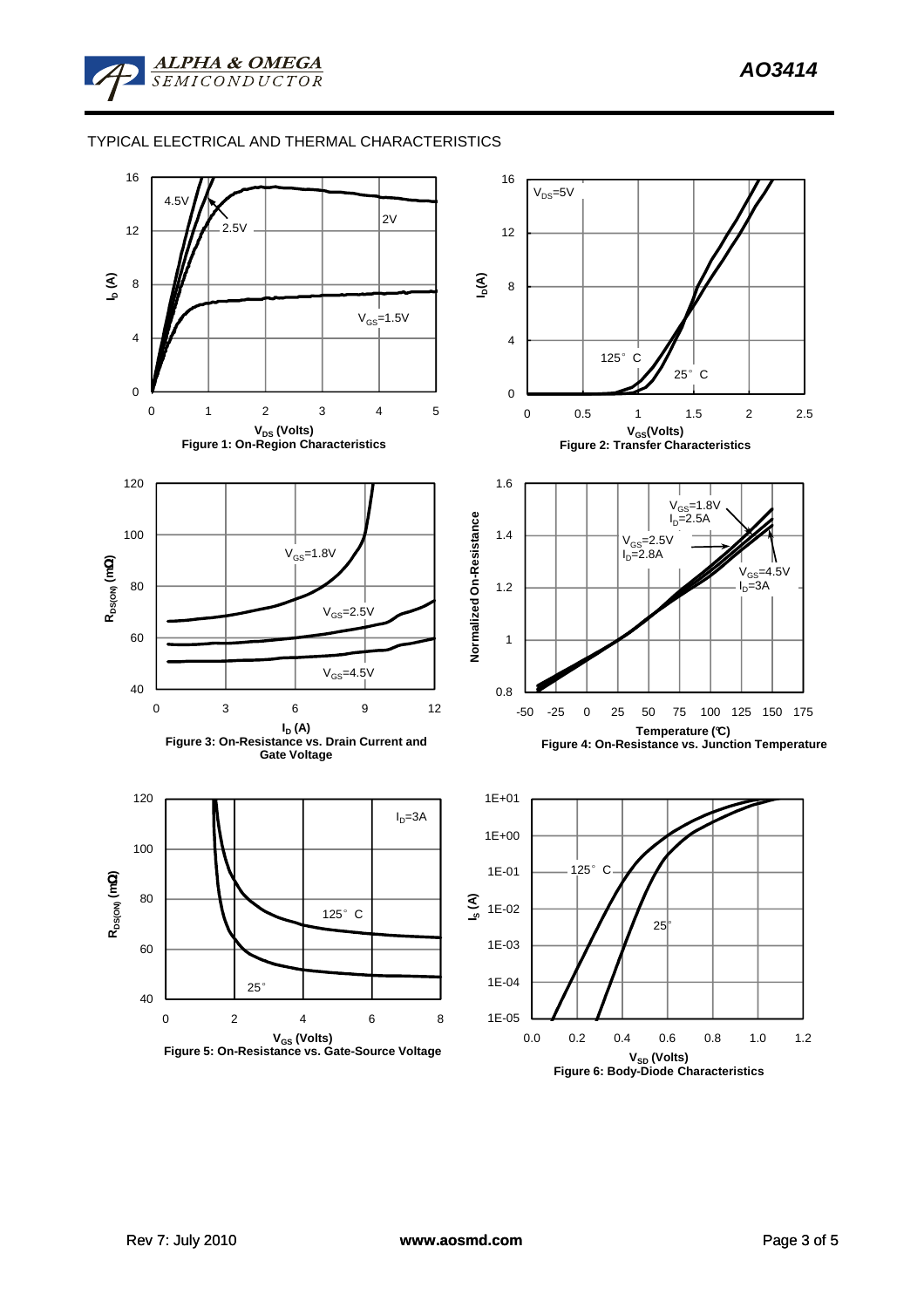TYPICAL ELECTRICAL AND THERMAL CHARACTERISTICS

Figure 1: On-Region Characteristics

Figure 2: Transfer Characteristics

Figure 3: On-Resistance vs. Drain Current and Gate Voltage

Figure 4: On-Resistance vs. Junction Temperature

Figure 5: On-Resistance vs. Gate-Source Voltage

Figure 6: Body-Diode Characteristics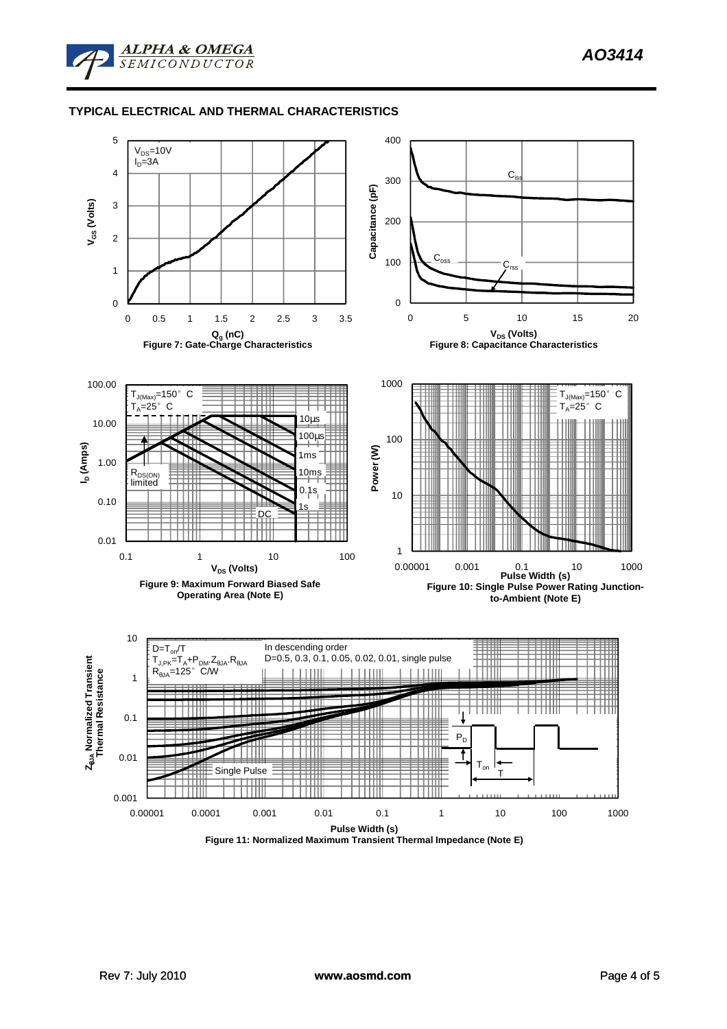## TYPICAL ELECTRICAL AND THERMAL CHARACTERISTICS

$V_{DS}$=10V
$I_D$=3A

Figure 7: Gate-Charge Characteristics

Figure 8: Capacitance Characteristics

$T_{J(Max)}$=150° C
$T_A$=25° C

Figure 9: Maximum Forward Biased Safe Operating Area (Note E)

$T_{J(Max)}$=150° C
$T_A$=25° C

Figure 10: Single Pulse Power Rating Junction-to-Ambient (Note E)

$D=T_{on}/T$
$T_{J,PK}=T_A+P_{DM}.Z_{\theta JA}.R_{\theta JA}$
$R_{\theta JA}$=125° C/W

In descending order
D=0.5, 0.3, 0.1, 0.05, 0.02, 0.01, single pulse

Figure 11: Normalized Maximum Transient Thermal Impedance (Note E)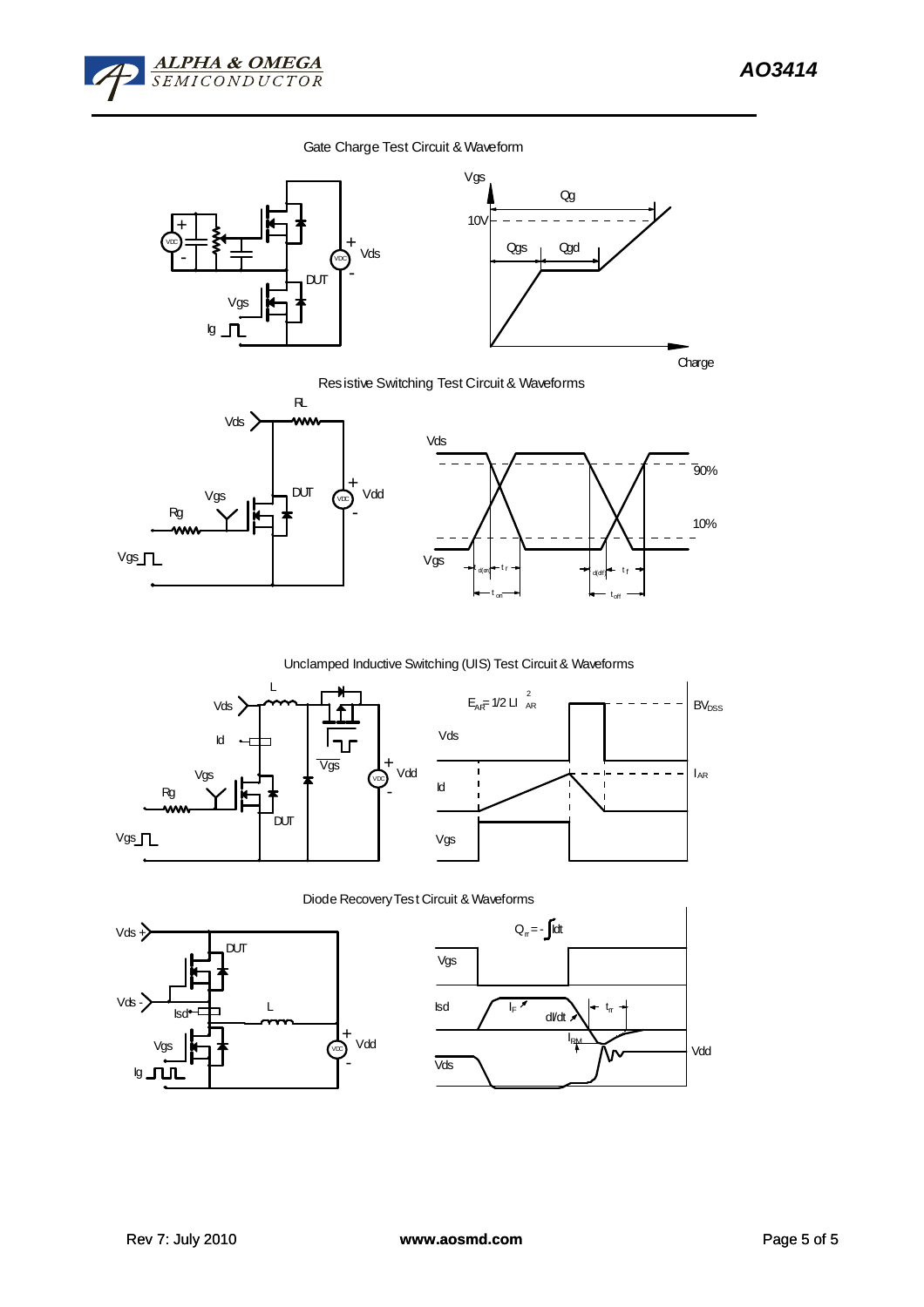Gate Charge Test Circuit & Waveform

Vgs
Qg
10V
Qgs
Qgd
Charge
VDC
Vds
DUT
Vgs
Ig

Resistive Switching Test Circuit & Waveforms

RL
Vds
Vgs
Rg
DUT
Vdd
Vgs
Vds
90%
10%
Vgs
$t_{d(on)}$
$t_r$
$t_{on}$
$t_{d(off)}$
$t_f$
$t_{off}$

Unclamped Inductive Switching (UIS) Test Circuit & Waveforms

L
Vds
Id
Vgs
Rg
Vgs
DUT
Vgs
Vdd
$E_{AR}= 1/2\ LI^2_{AR}$
$BV_{DSS}$
Vds
Id
$I_{AR}$
Vgs

Diode Recovery Test Circuit & Waveforms

Vds +
DUT
Vds -
Isd
L
Vgs
Ig
Vdd
$Q_{rr} = -\int Idt$
Vgs
Isd
$I_F$
dI/dt
$t_{rr}$
$I_{RM}$
Vds
Vdd